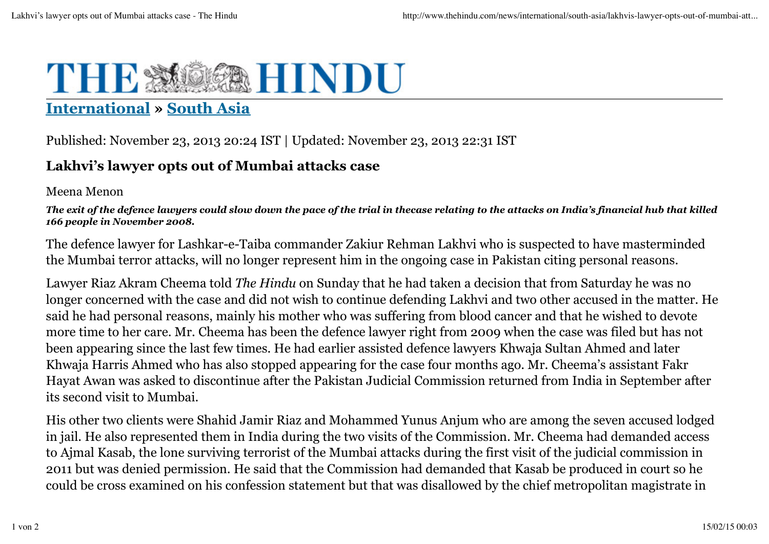# THE HINDU

**International » South Asia**

Published: November 23, 2013 20:24 IST | Updated: November 23, 2013 22:31 IST

## Lakhvi's lawyer opts out of Mumbai attacks case

Meena Menon

***The exit of the defence lawyers could slow down the pace of the trial in thecase relating to the attacks on India's financial hub that killed 166 people in November 2008.***

The defence lawyer for Lashkar-e-Taiba commander Zakiur Rehman Lakhvi who is suspected to have masterminded the Mumbai terror attacks, will no longer represent him in the ongoing case in Pakistan citing personal reasons.

Lawyer Riaz Akram Cheema told *The Hindu* on Sunday that he had taken a decision that from Saturday he was no longer concerned with the case and did not wish to continue defending Lakhvi and two other accused in the matter. He said he had personal reasons, mainly his mother who was suffering from blood cancer and that he wished to devote more time to her care. Mr. Cheema has been the defence lawyer right from 2009 when the case was filed but has not been appearing since the last few times. He had earlier assisted defence lawyers Khwaja Sultan Ahmed and later Khwaja Harris Ahmed who has also stopped appearing for the case four months ago. Mr. Cheema's assistant Fakr Hayat Awan was asked to discontinue after the Pakistan Judicial Commission returned from India in September after its second visit to Mumbai.

His other two clients were Shahid Jamir Riaz and Mohammed Yunus Anjum who are among the seven accused lodged in jail. He also represented them in India during the two visits of the Commission. Mr. Cheema had demanded access to Ajmal Kasab, the lone surviving terrorist of the Mumbai attacks during the first visit of the judicial commission in 2011 but was denied permission. He said that the Commission had demanded that Kasab be produced in court so he could be cross examined on his confession statement but that was disallowed by the chief metropolitan magistrate in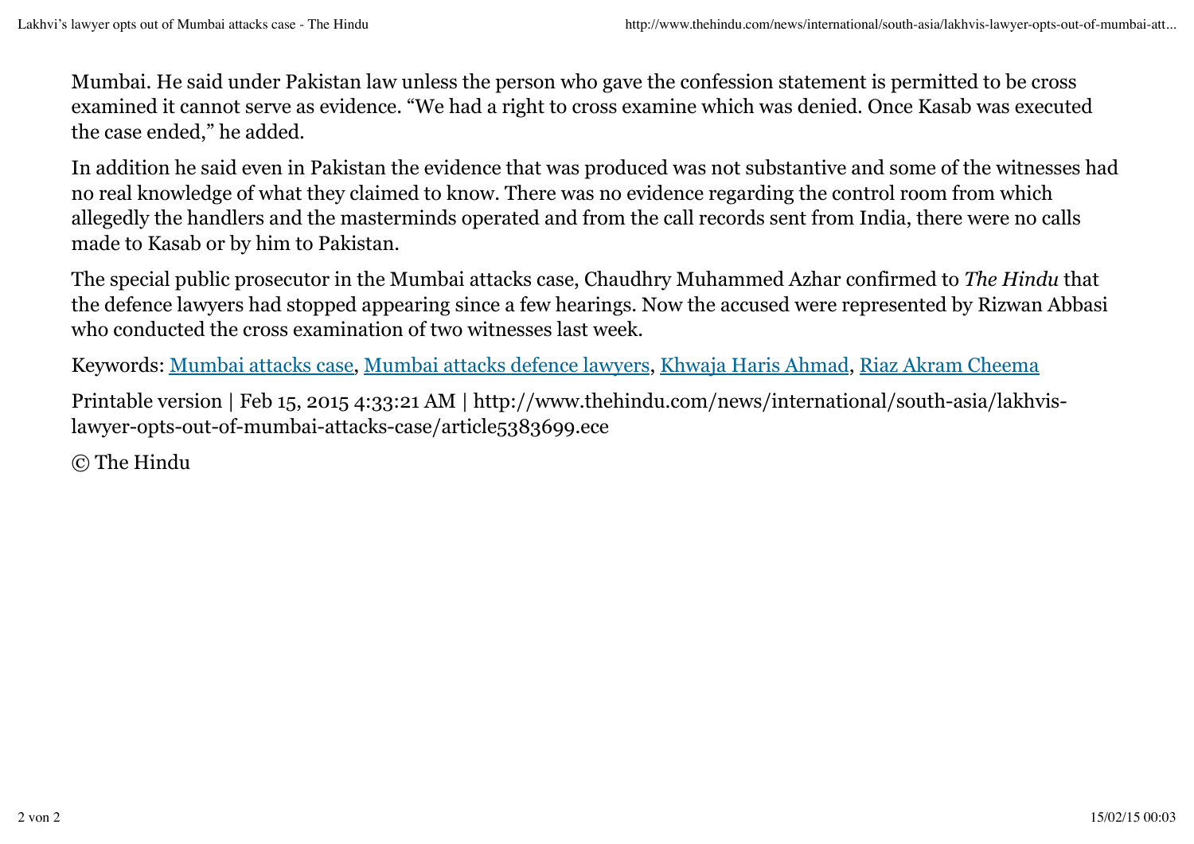Mumbai. He said under Pakistan law unless the person who gave the confession statement is permitted to be cross examined it cannot serve as evidence. “We had a right to cross examine which was denied. Once Kasab was executed the case ended,” he added.

In addition he said even in Pakistan the evidence that was produced was not substantive and some of the witnesses had no real knowledge of what they claimed to know. There was no evidence regarding the control room from which allegedly the handlers and the masterminds operated and from the call records sent from India, there were no calls made to Kasab or by him to Pakistan.

The special public prosecutor in the Mumbai attacks case, Chaudhry Muhammed Azhar confirmed to *The Hindu* that the defence lawyers had stopped appearing since a few hearings. Now the accused were represented by Rizwan Abbasi who conducted the cross examination of two witnesses last week.

Keywords: Mumbai attacks case, Mumbai attacks defence lawyers, Khwaja Haris Ahmad, Riaz Akram Cheema

Printable version | Feb 15, 2015 4:33:21 AM | http://www.thehindu.com/news/international/south-asia/lakhvis-lawyer-opts-out-of-mumbai-attacks-case/article5383699.ece

© The Hindu